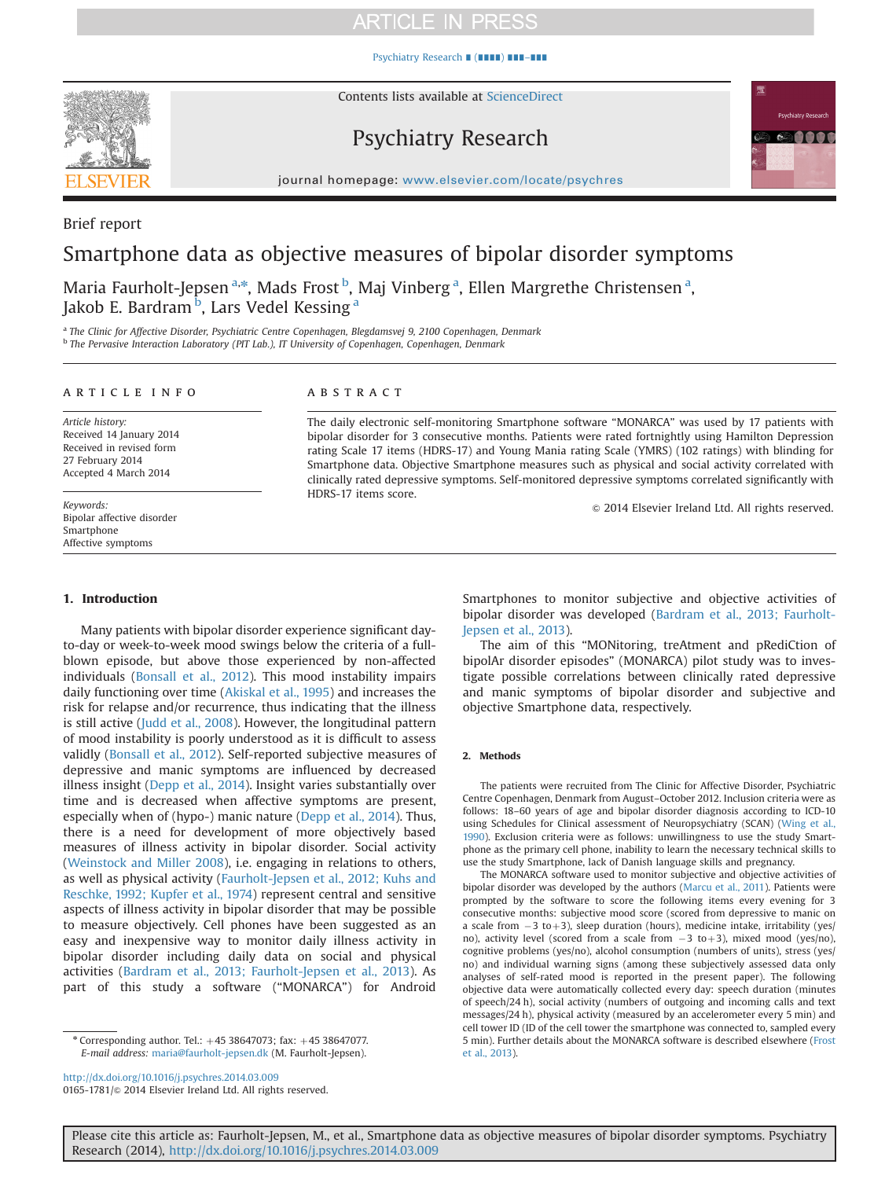Brief report

# Smartphone data as objective measures of bipolar disorder symptoms

Maria Faurholt-Jepsen[a,*], Mads Frost[b], Maj Vinberg[a], Ellen Margrethe Christensen[a], Jakob E. Bardram[b], Lars Vedel Kessing[a]

[a] The Clinic for Affective Disorder, Psychiatric Centre Copenhagen, Blegdamsvej 9, 2100 Copenhagen, Denmark
[b] The Pervasive Interaction Laboratory (PIT Lab.), IT University of Copenhagen, Copenhagen, Denmark

## ARTICLE INFO

*Article history:*
Received 14 January 2014
Received in revised form 27 February 2014
Accepted 4 March 2014

*Keywords:*
Bipolar affective disorder
Smartphone
Affective symptoms

## ABSTRACT

The daily electronic self-monitoring Smartphone software "MONARCA" was used by 17 patients with bipolar disorder for 3 consecutive months. Patients were rated fortnightly using Hamilton Depression rating Scale 17 items (HDRS-17) and Young Mania rating Scale (YMRS) (102 ratings) with blinding for Smartphone data. Objective Smartphone measures such as physical and social activity correlated with clinically rated depressive symptoms. Self-monitored depressive symptoms correlated significantly with HDRS-17 items score.

© 2014 Elsevier Ireland Ltd. All rights reserved.

## 1. Introduction

Many patients with bipolar disorder experience significant day-to-day or week-to-week mood swings below the criteria of a full-blown episode, but above those experienced by non-affected individuals (Bonsall et al., 2012). This mood instability impairs daily functioning over time (Akiskal et al., 1995) and increases the risk for relapse and/or recurrence, thus indicating that the illness is still active (Judd et al., 2008). However, the longitudinal pattern of mood instability is poorly understood as it is difficult to assess validly (Bonsall et al., 2012). Self-reported subjective measures of depressive and manic symptoms are influenced by decreased illness insight (Depp et al., 2014). Insight varies substantially over time and is decreased when affective symptoms are present, especially when of (hypo-) manic nature (Depp et al., 2014). Thus, there is a need for development of more objectively based measures of illness activity in bipolar disorder. Social activity (Weinstock and Miller 2008), i.e. engaging in relations to others, as well as physical activity (Faurholt-Jepsen et al., 2012; Kuhs and Reschke, 1992; Kupfer et al., 1974) represent central and sensitive aspects of illness activity in bipolar disorder that may be possible to measure objectively. Cell phones have been suggested as an easy and inexpensive way to monitor daily illness activity in bipolar disorder including daily data on social and physical activities (Bardram et al., 2013; Faurholt-Jepsen et al., 2013). As part of this study a software ("MONARCA") for Android Smartphones to monitor subjective and objective activities of bipolar disorder was developed (Bardram et al., 2013; Faurholt-Jepsen et al., 2013).

The aim of this "MONitoring, treAtment and pRediCtion of bipolAr disorder episodes" (MONARCA) pilot study was to investigate possible correlations between clinically rated depressive and manic symptoms of bipolar disorder and subjective and objective Smartphone data, respectively.

## 2. Methods

The patients were recruited from The Clinic for Affective Disorder, Psychiatric Centre Copenhagen, Denmark from August–October 2012. Inclusion criteria were as follows: 18–60 years of age and bipolar disorder diagnosis according to ICD-10 using Schedules for Clinical assessment of Neuropsychiatry (SCAN) (Wing et al., 1990). Exclusion criteria were as follows: unwillingness to use the study Smartphone as the primary cell phone, inability to learn the necessary technical skills to use the study Smartphone, lack of Danish language skills and pregnancy.

The MONARCA software used to monitor subjective and objective activities of bipolar disorder was developed by the authors (Marcu et al., 2011). Patients were prompted by the software to score the following items every evening for 3 consecutive months: subjective mood score (scored from depressive to manic on a scale from −3 to+3), sleep duration (hours), medicine intake, irritability (yes/no), activity level (scored from a scale from −3 to+3), mixed mood (yes/no), cognitive problems (yes/no), alcohol consumption (numbers of units), stress (yes/no) and individual warning signs (among these subjectively assessed data only analyses of self-rated mood is reported in the present paper). The following objective data were automatically collected every day: speech duration (minutes of speech/24 h), social activity (numbers of outgoing and incoming calls and text messages/24 h), physical activity (measured by an accelerometer every 5 min) and cell tower ID (ID of the cell tower the smartphone was connected to, sampled every 5 min). Further details about the MONARCA software is described elsewhere (Frost et al., 2013).

\* Corresponding author. Tel.: +45 38647073; fax: +45 38647077.
*E-mail address:* maria@faurholt-jepsen.dk (M. Faurholt-Jepsen).

http://dx.doi.org/10.1016/j.psychres.2014.03.009
0165-1781/© 2014 Elsevier Ireland Ltd. All rights reserved.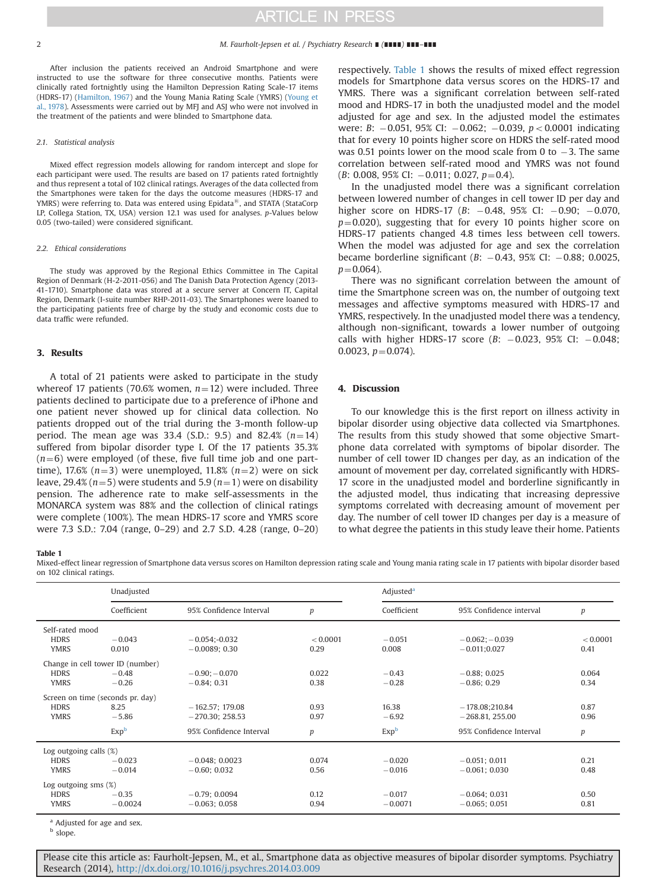After inclusion the patients received an Android Smartphone and were instructed to use the software for three consecutive months. Patients were clinically rated fortnightly using the Hamilton Depression Rating Scale-17 items (HDRS-17) (Hamilton, 1967) and the Young Mania Rating Scale (YMRS) (Young et al., 1978). Assessments were carried out by MFJ and ASJ who were not involved in the treatment of the patients and were blinded to Smartphone data.

### 2.1. Statistical analysis

Mixed effect regression models allowing for random intercept and slope for each participant were used. The results are based on 17 patients rated fortnightly and thus represent a total of 102 clinical ratings. Averages of the data collected from the Smartphones were taken for the days the outcome measures (HDRS-17 and YMRS) were referring to. Data was entered using Epidata®, and STATA (StataCorp LP, Collega Station, TX, USA) version 12.1 was used for analyses. p-Values below 0.05 (two-tailed) were considered significant.

### 2.2. Ethical considerations

The study was approved by the Regional Ethics Committee in The Capital Region of Denmark (H-2-2011-056) and The Danish Data Protection Agency (2013-41-1710). Smartphone data was stored at a secure server at Concern IT, Capital Region, Denmark (I-suite number RHP-2011-03). The Smartphones were loaned to the participating patients free of charge by the study and economic costs due to data traffic were refunded.

## 3. Results

A total of 21 patients were asked to participate in the study whereof 17 patients (70.6% women, $n=12$) were included. Three patients declined to participate due to a preference of iPhone and one patient never showed up for clinical data collection. No patients dropped out of the trial during the 3-month follow-up period. The mean age was 33.4 (S.D.: 9.5) and 82.4% ($n=14$) suffered from bipolar disorder type I. Of the 17 patients 35.3% ($n=6$) were employed (of these, five full time job and one part-time), 17.6% ($n=3$) were unemployed, 11.8% ($n=2$) were on sick leave, 29.4% ($n=5$) were students and 5.9 ($n=1$) were on disability pension. The adherence rate to make self-assessments in the MONARCA system was 88% and the collection of clinical ratings were complete (100%). The mean HDRS-17 score and YMRS score were 7.3 S.D.: 7.04 (range, 0–29) and 2.7 S.D. 4.28 (range, 0–20) respectively. Table 1 shows the results of mixed effect regression models for Smartphone data versus scores on the HDRS-17 and YMRS. There was a significant correlation between self-rated mood and HDRS-17 in both the unadjusted model and the model adjusted for age and sex. In the adjusted model the estimates were: B: −0.051, 95% CI: −0.062; −0.039, $p<0.0001$ indicating that for every 10 points higher score on HDRS the self-rated mood was 0.51 points lower on the mood scale from 0 to −3. The same correlation between self-rated mood and YMRS was not found (B: 0.008, 95% CI: −0.011; 0.027, $p=0.4$).

In the unadjusted model there was a significant correlation between lowered number of changes in cell tower ID per day and higher score on HDRS-17 (B: −0.48, 95% CI: −0.90; −0.070, $p=0.020$), suggesting that for every 10 points higher score on HDRS-17 patients changed 4.8 times less between cell towers. When the model was adjusted for age and sex the correlation became borderline significant (B: −0.43, 95% CI: −0.88; 0.0025, $p=0.064$).

There was no significant correlation between the amount of time the Smartphone screen was on, the number of outgoing text messages and affective symptoms measured with HDRS-17 and YMRS, respectively. In the unadjusted model there was a tendency, although non-significant, towards a lower number of outgoing calls with higher HDRS-17 score (B: −0.023, 95% CI: −0.048; 0.0023, $p=0.074$).

## 4. Discussion

To our knowledge this is the first report on illness activity in bipolar disorder using objective data collected via Smartphones. The results from this study showed that some objective Smartphone data correlated with symptoms of bipolar disorder. The number of cell tower ID changes per day, as an indication of the amount of movement per day, correlated significantly with HDRS-17 score in the unadjusted model and borderline significantly in the adjusted model, thus indicating that increasing depressive symptoms correlated with decreasing amount of movement per day. The number of cell tower ID changes per day is a measure of to what degree the patients in this study leave their home. Patients

**Table 1**
Mixed-effect linear regression of Smartphone data versus scores on Hamilton depression rating scale and Young mania rating scale in 17 patients with bipolar disorder based on 102 clinical ratings.

| | Unadjusted | | | Adjusted[a] | | |
|---|---|---|---|---|---|---|
| | Coefficient | 95% Confidence Interval | p | Coefficient | 95% Confidence interval | p |
| Self-rated mood | | | | | | |
| HDRS | −0.043 | −0.054;-0.032 | <0.0001 | −0.051 | −0.062; −0.039 | <0.0001 |
| YMRS | 0.010 | −0.0089; 0.30 | 0.29 | 0.008 | −0.011;0.027 | 0.41 |
| Change in cell tower ID (number) | | | | | | |
| HDRS | −0.48 | −0.90; −0.070 | 0.022 | −0.43 | −0.88; 0.025 | 0.064 |
| YMRS | −0.26 | −0.84; 0.31 | 0.38 | −0.28 | −0.86; 0.29 | 0.34 |
| Screen on time (seconds pr. day) | | | | | | |
| HDRS | 8.25 | −162.57; 179.08 | 0.93 | 16.38 | −178.08;210.84 | 0.87 |
| YMRS | −5.86 | −270.30; 258.53 | 0.97 | −6.92 | −268.81, 255.00 | 0.96 |
| | Exp[b] | 95% Confidence Interval | p | Exp[b] | 95% Confidence Interval | p |
| Log outgoing calls (%) | | | | | | |
| HDRS | −0.023 | −0.048; 0.0023 | 0.074 | −0.020 | −0.051; 0.011 | 0.21 |
| YMRS | −0.014 | −0.60; 0.032 | 0.56 | −0.016 | −0.061; 0.030 | 0.48 |
| Log outgoing sms (%) | | | | | | |
| HDRS | −0.35 | −0.79; 0.0094 | 0.12 | −0.017 | −0.064; 0.031 | 0.50 |
| YMRS | −0.0024 | −0.063; 0.058 | 0.94 | −0.0071 | −0.065; 0.051 | 0.81 |

[a] Adjusted for age and sex.
[b] slope.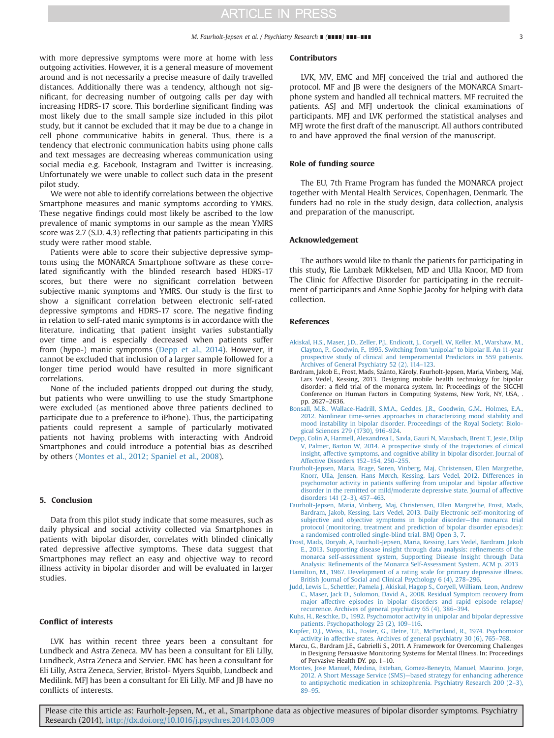with more depressive symptoms were more at home with less outgoing activities. However, it is a general measure of movement around and is not necessarily a precise measure of daily travelled distances. Additionally there was a tendency, although not significant, for decreasing number of outgoing calls per day with increasing HDRS-17 score. This borderline significant finding was most likely due to the small sample size included in this pilot study, but it cannot be excluded that it may be due to a change in cell phone communicative habits in general. Thus, there is a tendency that electronic communication habits using phone calls and text messages are decreasing whereas communication using social media e.g. Facebook, Instagram and Twitter is increasing. Unfortunately we were unable to collect such data in the present pilot study.

We were not able to identify correlations between the objective Smartphone measures and manic symptoms according to YMRS. These negative findings could most likely be ascribed to the low prevalence of manic symptoms in our sample as the mean YMRS score was 2.7 (S.D. 4.3) reflecting that patients participating in this study were rather mood stable.

Patients were able to score their subjective depressive symptoms using the MONARCA Smartphone software as these correlated significantly with the blinded research based HDRS-17 scores, but there were no significant correlation between subjective manic symptoms and YMRS. Our study is the first to show a significant correlation between electronic self-rated depressive symptoms and HDRS-17 score. The negative finding in relation to self-rated manic symptoms is in accordance with the literature, indicating that patient insight varies substantially over time and is especially decreased when patients suffer from (hypo-) manic symptoms (Depp et al., 2014). However, it cannot be excluded that inclusion of a larger sample followed for a longer time period would have resulted in more significant correlations.

None of the included patients dropped out during the study, but patients who were unwilling to use the study Smartphone were excluded (as mentioned above three patients declined to participate due to a preference to iPhone). Thus, the participating patients could represent a sample of particularly motivated patients not having problems with interacting with Android Smartphones and could introduce a potential bias as described by others (Montes et al., 2012; Spaniel et al., 2008).

## 5. Conclusion

Data from this pilot study indicate that some measures, such as daily physical and social activity collected via Smartphones in patients with bipolar disorder, correlates with blinded clinically rated depressive affective symptoms. These data suggest that Smartphones may reflect an easy and objective way to record illness activity in bipolar disorder and will be evaluated in larger studies.

## Conflict of interests

LVK has within recent three years been a consultant for Lundbeck and Astra Zeneca. MV has been a consultant for Eli Lilly, Lundbeck, Astra Zeneca and Servier. EMC has been a consultant for Eli Lilly, Astra Zeneca, Servier, Bristol- Myers Squibb, Lundbeck and Medilink. MFJ has been a consultant for Eli Lilly. MF and JB have no conflicts of interests.

## Contributors

LVK, MV, EMC and MFJ conceived the trial and authored the protocol. MF and JB were the designers of the MONARCA Smartphone system and handled all technical matters. MF recruited the patients. ASJ and MFJ undertook the clinical examinations of participants. MFJ and LVK performed the statistical analyses and MFJ wrote the first draft of the manuscript. All authors contributed to and have approved the final version of the manuscript.

## Role of funding source

The EU, 7th Frame Program has funded the MONARCA project together with Mental Health Services, Copenhagen, Denmark. The funders had no role in the study design, data collection, analysis and preparation of the manuscript.

## Acknowledgement

The authors would like to thank the patients for participating in this study, Rie Lambæk Mikkelsen, MD and Ulla Knoor, MD from The Clinic for Affective Disorder for participating in the recruitment of participants and Anne Sophie Jacoby for helping with data collection.

## References

Akiskal, H.S., Maser, J.D., Zeller, P.J., Endicott, J., Coryell, W, Keller, M., Warshaw, M., Clayton, P., Goodwin, F., 1995. Switching from 'unipolar' to bipolar II. An 11-year prospective study of clinical and temperamental Predictors in 559 patients. Archives of General Psychiatry 52 (2), 114–123.

Bardram, Jakob E., Frost, Mads, Szánto, Károly, Faurholt-Jepsen, Maria, Vinberg, Maj, Lars Vedel, Kessing, 2013. Designing mobile health technology for bipolar disorder: a field trial of the monarca system. In: Proceedings of the SIGCHI Conference on Human Factors in Computing Systems, New York, NY, USA, . pp. 2627–2636.

Bonsall, M.B., Wallace-Hadrill, S.M.A., Geddes, J.R., Goodwin, G.M., Holmes, E.A., 2012. Nonlinear time-series approaches in characterizing mood stability and mood instability in bipolar disorder. Proceedings of the Royal Society: Biological Sciences 279 (1730), 916–924.

Depp, Colin A, Harmell, Alexandrea L, Savla, Gauri N, Mausbach, Brent T, Jeste, Dilip V, Palmer, Barton W, 2014. A prospective study of the trajectories of clinical insight, affective symptoms, and cognitive ability in bipolar disorder. Journal of Affective Disorders 152–154, 250–255.

Faurholt-Jepsen, Maria, Brage, Søren, Vinberg, Maj, Christensen, Ellen Margrethe, Knorr, Ulla, Jensen, Hans Mørch, Kessing, Lars Vedel, 2012. Differences in psychomotor activity in patients suffering from unipolar and bipolar affective disorder in the remitted or mild/moderate depressive state. Journal of affective disorders 141 (2–3), 457–463.

Faurholt-Jepsen, Maria, Vinberg, Maj, Christensen, Ellen Margrethe, Frost, Mads, Bardram, Jakob, Kessing, Lars Vedel, 2013. Daily Electronic self-monitoring of subjective and objective symptoms in bipolar disorder—the monarca trial protocol (monitoring, treatment and prediction of bipolar disorder episodes): a randomised controlled single-blind trial. BMJ Open 3, 7.

Frost, Mads, Doryab, A, Faurholt-Jepsen, Maria, Kessing, Lars Vedel, Bardram, Jakob E., 2013. Supporting disease insight through data analysis: refinements of the monarca self-assessment system, Supporting Disease Insight through Data Analysis: Refinements of the Monarca Self-Assessment System. ACM p. 2013

Hamilton, M., 1967. Development of a rating scale for primary depressive illness. British Journal of Social and Clinical Psychology 6 (4), 278–296.

Judd, Lewis L., Schettler, Pamela J, Akiskal, Hagop S., Coryell, William, Leon, Andrew C., Maser, Jack D., Solomon, David A., 2008. Residual Symptom recovery from major affective episodes in bipolar disorders and rapid episode relapse/ recurrence. Archives of general psychiatry 65 (4), 386–394.

Kuhs, H., Reschke, D., 1992. Psychomotor activity in unipolar and bipolar depressive patients. Psychopathology 25 (2), 109–116.

Kupfer, D.J., Weiss, B.L., Foster, G., Detre, T.P., McPartland, R., 1974. Psychomotor activity in affective states. Archives of general psychiatry 30 (6), 765–768.

Marcu, G., Bardram J.E., Gabrielli S., 2011. A Framework for Overcoming Challenges in Designing Persuasive Monitoring Systems for Mental Illness. In: Proceedings of Pervasive Health DY. pp. 1–10.

Montes, Jose Manuel, Medina, Esteban, Gomez-Beneyto, Manuel, Maurino, Jorge, 2012. A Short Message Service (SMS)—based strategy for enhancing adherence to antipsychotic medication in schizophrenia. Psychiatry Research 200 (2–3), 89–95.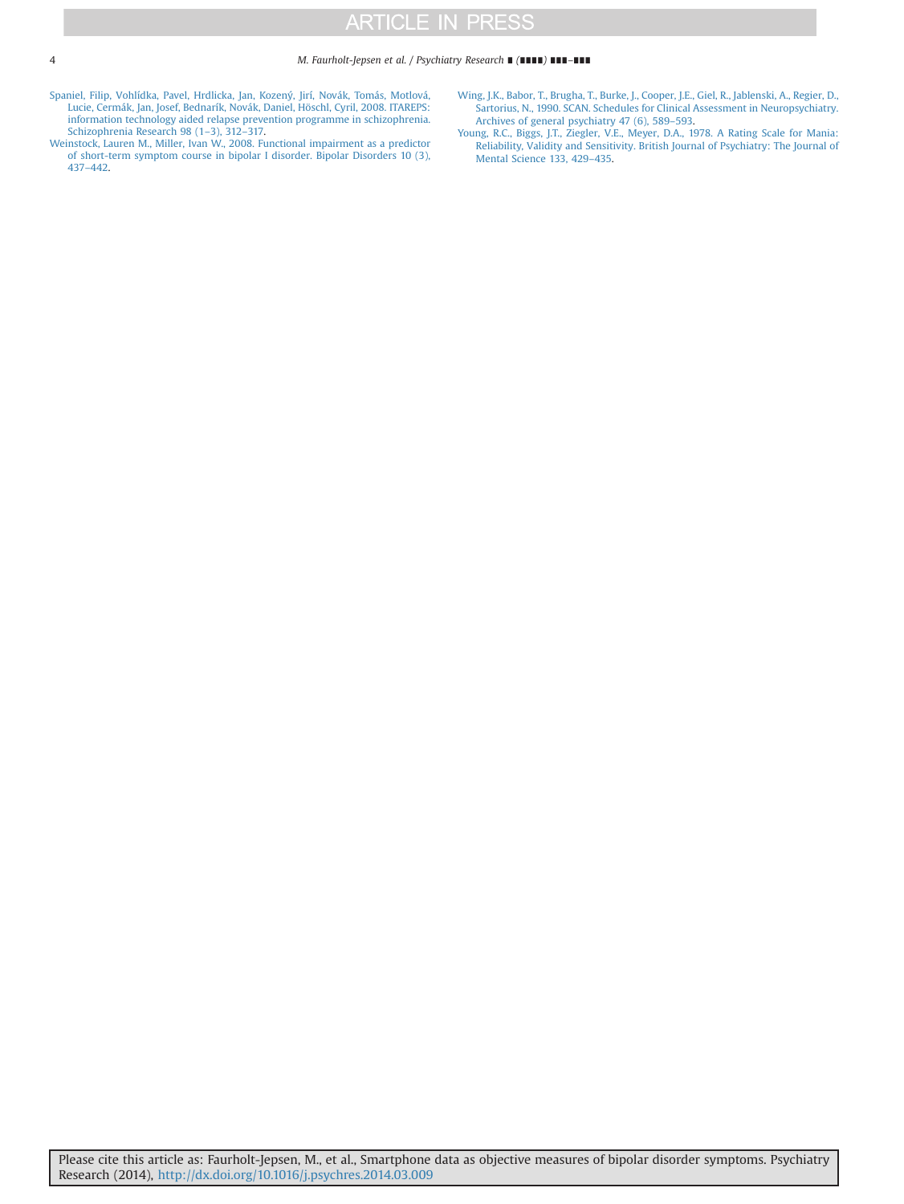Spaniel, Filip, Vohlídka, Pavel, Hrdlicka, Jan, Kozený, Jirí, Novák, Tomás, Motlová, Lucie, Cermák, Jan, Josef, Bednaŕík, Novák, Daniel, Höschl, Cyril, 2008. ITAREPS: information technology aided relapse prevention programme in schizophrenia. Schizophrenia Research 98 (1–3), 312–317.

Weinstock, Lauren M., Miller, Ivan W., 2008. Functional impairment as a predictor of short-term symptom course in bipolar I disorder. Bipolar Disorders 10 (3), 437–442.

Wing, J.K., Babor, T., Brugha, T., Burke, J., Cooper, J.E., Giel, R., Jablenski, A., Regier, D., Sartorius, N., 1990. SCAN. Schedules for Clinical Assessment in Neuropsychiatry. Archives of general psychiatry 47 (6), 589–593.

Young, R.C., Biggs, J.T., Ziegler, V.E., Meyer, D.A., 1978. A Rating Scale for Mania: Reliability, Validity and Sensitivity. British Journal of Psychiatry: The Journal of Mental Science 133, 429–435.

Please cite this article as: Faurholt-Jepsen, M., et al., Smartphone data as objective measures of bipolar disorder symptoms. Psychiatry Research (2014), http://dx.doi.org/10.1016/j.psychres.2014.03.009